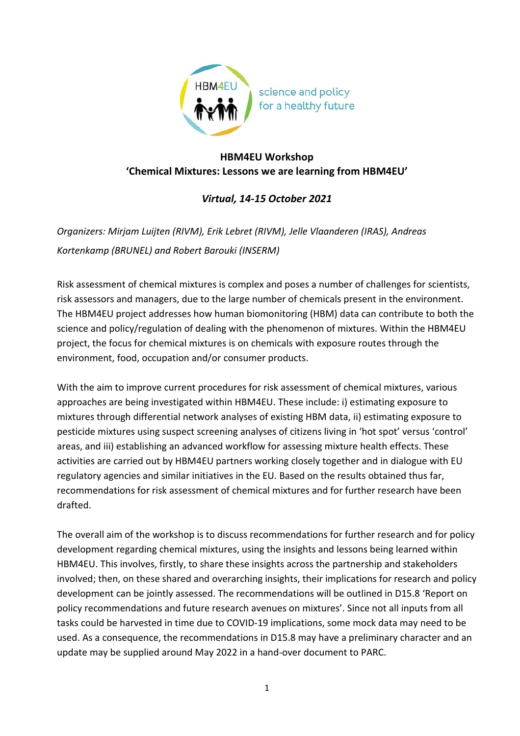# HBM4EU Workshop
## 'Chemical Mixtures: Lessons we are learning from HBM4EU'

***Virtual, 14-15 October 2021***

*Organizers: Mirjam Luijten (RIVM), Erik Lebret (RIVM), Jelle Vlaanderen (IRAS), Andreas Kortenkamp (BRUNEL) and Robert Barouki (INSERM)*

Risk assessment of chemical mixtures is complex and poses a number of challenges for scientists, risk assessors and managers, due to the large number of chemicals present in the environment. The HBM4EU project addresses how human biomonitoring (HBM) data can contribute to both the science and policy/regulation of dealing with the phenomenon of mixtures. Within the HBM4EU project, the focus for chemical mixtures is on chemicals with exposure routes through the environment, food, occupation and/or consumer products.

With the aim to improve current procedures for risk assessment of chemical mixtures, various approaches are being investigated within HBM4EU. These include: i) estimating exposure to mixtures through differential network analyses of existing HBM data, ii) estimating exposure to pesticide mixtures using suspect screening analyses of citizens living in 'hot spot' versus 'control' areas, and iii) establishing an advanced workflow for assessing mixture health effects. These activities are carried out by HBM4EU partners working closely together and in dialogue with EU regulatory agencies and similar initiatives in the EU. Based on the results obtained thus far, recommendations for risk assessment of chemical mixtures and for further research have been drafted.

The overall aim of the workshop is to discuss recommendations for further research and for policy development regarding chemical mixtures, using the insights and lessons being learned within HBM4EU. This involves, firstly, to share these insights across the partnership and stakeholders involved; then, on these shared and overarching insights, their implications for research and policy development can be jointly assessed. The recommendations will be outlined in D15.8 'Report on policy recommendations and future research avenues on mixtures'. Since not all inputs from all tasks could be harvested in time due to COVID-19 implications, some mock data may need to be used. As a consequence, the recommendations in D15.8 may have a preliminary character and an update may be supplied around May 2022 in a hand-over document to PARC.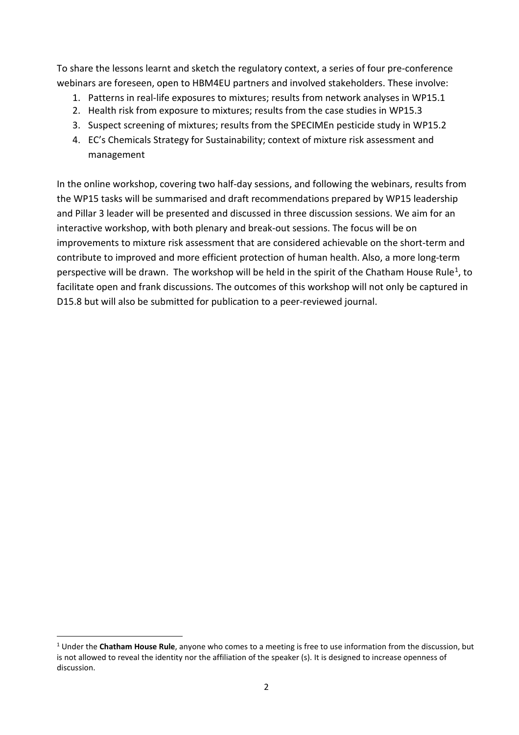To share the lessons learnt and sketch the regulatory context, a series of four pre-conference webinars are foreseen, open to HBM4EU partners and involved stakeholders. These involve:

1. Patterns in real-life exposures to mixtures; results from network analyses in WP15.1
2. Health risk from exposure to mixtures; results from the case studies in WP15.3
3. Suspect screening of mixtures; results from the SPECIMEn pesticide study in WP15.2
4. EC's Chemicals Strategy for Sustainability; context of mixture risk assessment and management

In the online workshop, covering two half-day sessions, and following the webinars, results from the WP15 tasks will be summarised and draft recommendations prepared by WP15 leadership and Pillar 3 leader will be presented and discussed in three discussion sessions. We aim for an interactive workshop, with both plenary and break-out sessions. The focus will be on improvements to mixture risk assessment that are considered achievable on the short-term and contribute to improved and more efficient protection of human health. Also, a more long-term perspective will be drawn. The workshop will be held in the spirit of the Chatham House Rule[1], to facilitate open and frank discussions. The outcomes of this workshop will not only be captured in D15.8 but will also be submitted for publication to a peer-reviewed journal.

[1] Under the **Chatham House Rule**, anyone who comes to a meeting is free to use information from the discussion, but is not allowed to reveal the identity nor the affiliation of the speaker (s). It is designed to increase openness of discussion.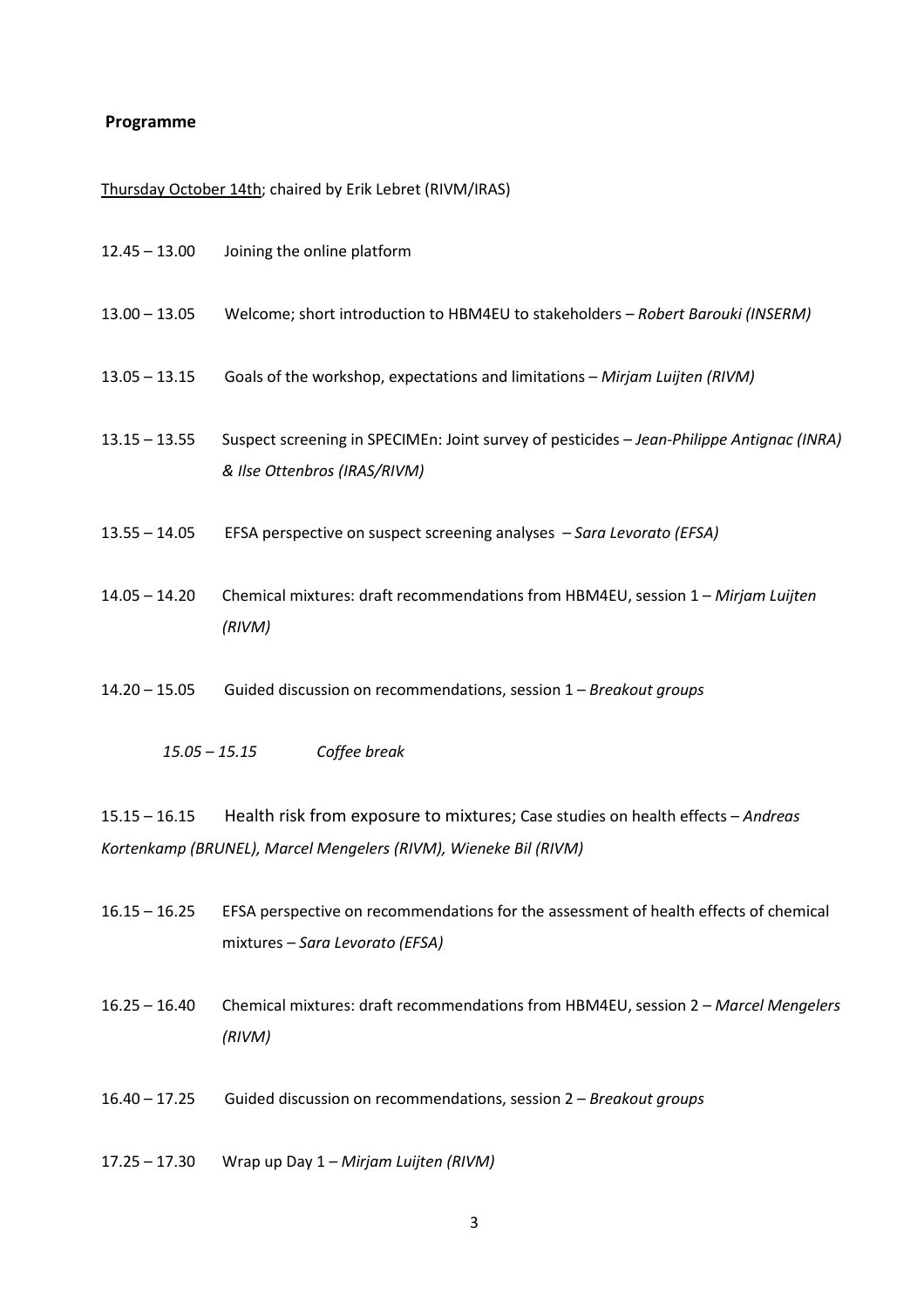## Programme

<u>Thursday October 14th</u>; chaired by Erik Lebret (RIVM/IRAS)

12.45 – 13.00 Joining the online platform

13.00 – 13.05 Welcome; short introduction to HBM4EU to stakeholders – *Robert Barouki (INSERM)*

13.05 – 13.15 Goals of the workshop, expectations and limitations – *Mirjam Luijten (RIVM)*

13.15 – 13.55 Suspect screening in SPECIMEn: Joint survey of pesticides – *Jean-Philippe Antignac (INRA) & Ilse Ottenbros (IRAS/RIVM)*

13.55 – 14.05 EFSA perspective on suspect screening analyses – *Sara Levorato (EFSA)*

14.05 – 14.20 Chemical mixtures: draft recommendations from HBM4EU, session 1 – *Mirjam Luijten (RIVM)*

14.20 – 15.05 Guided discussion on recommendations, session 1 – *Breakout groups*

*15.05 – 15.15 Coffee break*

15.15 – 16.15 Health risk from exposure to mixtures; Case studies on health effects – *Andreas Kortenkamp (BRUNEL), Marcel Mengelers (RIVM), Wieneke Bil (RIVM)*

16.15 – 16.25 EFSA perspective on recommendations for the assessment of health effects of chemical mixtures – *Sara Levorato (EFSA)*

16.25 – 16.40 Chemical mixtures: draft recommendations from HBM4EU, session 2 – *Marcel Mengelers (RIVM)*

16.40 – 17.25 Guided discussion on recommendations, session 2 – *Breakout groups*

17.25 – 17.30 Wrap up Day 1 – *Mirjam Luijten (RIVM)*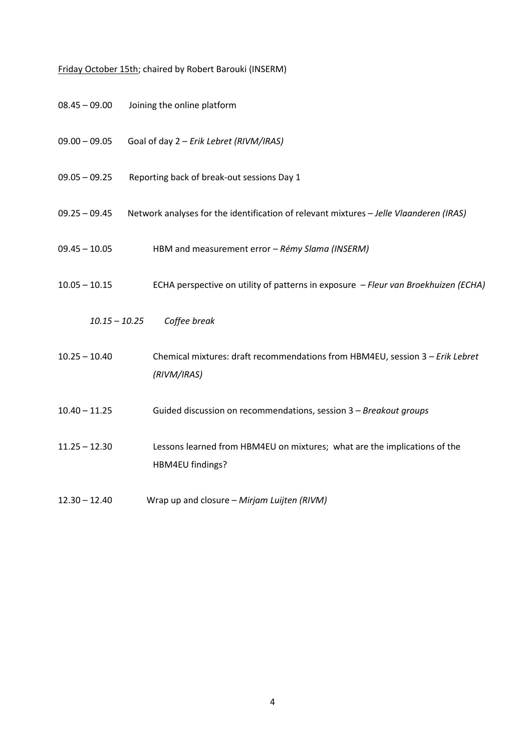Friday October 15th; chaired by Robert Barouki (INSERM)

08.45 – 09.00 Joining the online platform

09.00 – 09.05 Goal of day 2 – *Erik Lebret (RIVM/IRAS)*

09.05 – 09.25 Reporting back of break-out sessions Day 1

09.25 – 09.45 Network analyses for the identification of relevant mixtures – *Jelle Vlaanderen (IRAS)*

09.45 – 10.05 HBM and measurement error – *Rémy Slama (INSERM)*

10.05 – 10.15 ECHA perspective on utility of patterns in exposure – *Fleur van Broekhuizen (ECHA)*

*10.15 – 10.25 Coffee break*

10.25 – 10.40 Chemical mixtures: draft recommendations from HBM4EU, session 3 – *Erik Lebret (RIVM/IRAS)*

10.40 – 11.25 Guided discussion on recommendations, session 3 – *Breakout groups*

11.25 – 12.30 Lessons learned from HBM4EU on mixtures; what are the implications of the HBM4EU findings?

12.30 – 12.40 Wrap up and closure – *Mirjam Luijten (RIVM)*